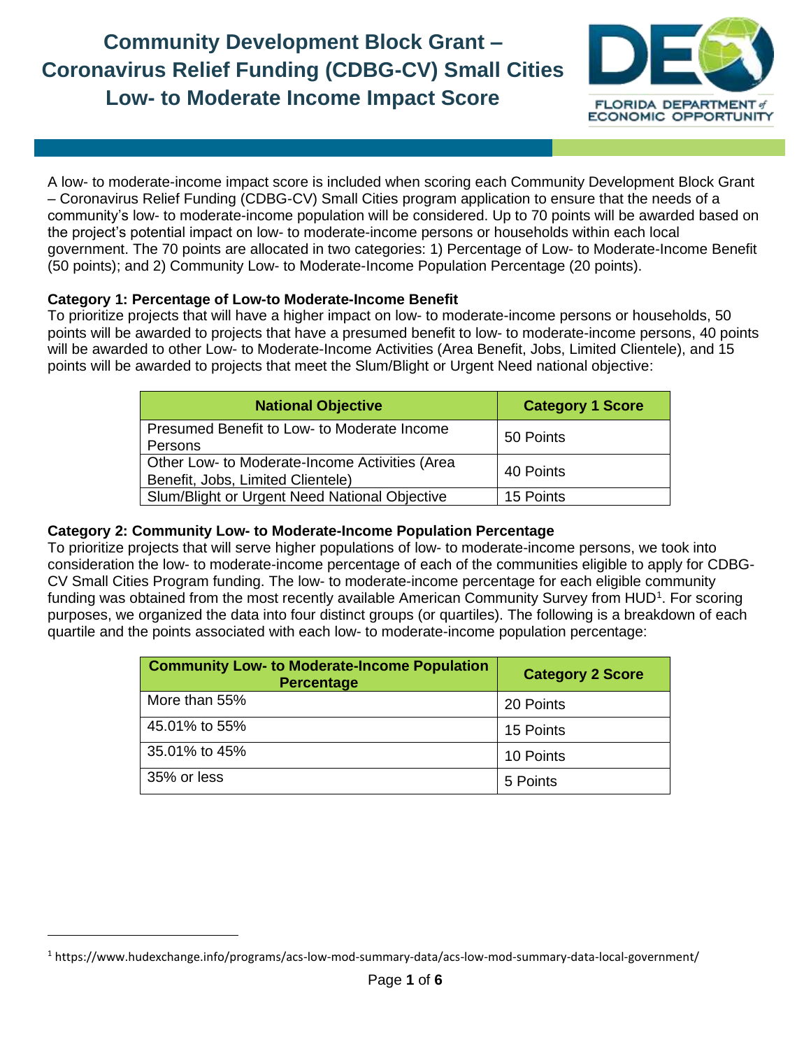# Community Development Block Grant – Coronavirus Relief Funding (CDBG-CV) Small Cities Low- to Moderate Income Impact Score

A low- to moderate-income impact score is included when scoring each Community Development Block Grant – Coronavirus Relief Funding (CDBG-CV) Small Cities program application to ensure that the needs of a community's low- to moderate-income population will be considered. Up to 70 points will be awarded based on the project's potential impact on low- to moderate-income persons or households within each local government. The 70 points are allocated in two categories: 1) Percentage of Low- to Moderate-Income Benefit (50 points); and 2) Community Low- to Moderate-Income Population Percentage (20 points).

**Category 1: Percentage of Low-to Moderate-Income Benefit**
To prioritize projects that will have a higher impact on low- to moderate-income persons or households, 50 points will be awarded to projects that have a presumed benefit to low- to moderate-income persons, 40 points will be awarded to other Low- to Moderate-Income Activities (Area Benefit, Jobs, Limited Clientele), and 15 points will be awarded to projects that meet the Slum/Blight or Urgent Need national objective:

| National Objective | Category 1 Score |
|---|---|
| Presumed Benefit to Low- to Moderate Income Persons | 50 Points |
| Other Low- to Moderate-Income Activities (Area Benefit, Jobs, Limited Clientele) | 40 Points |
| Slum/Blight or Urgent Need National Objective | 15 Points |

**Category 2: Community Low- to Moderate-Income Population Percentage**
To prioritize projects that will serve higher populations of low- to moderate-income persons, we took into consideration the low- to moderate-income percentage of each of the communities eligible to apply for CDBG-CV Small Cities Program funding. The low- to moderate-income percentage for each eligible community funding was obtained from the most recently available American Community Survey from HUD[1]. For scoring purposes, we organized the data into four distinct groups (or quartiles). The following is a breakdown of each quartile and the points associated with each low- to moderate-income population percentage:

| Community Low- to Moderate-Income Population Percentage | Category 2 Score |
|---|---|
| More than 55% | 20 Points |
| 45.01% to 55% | 15 Points |
| 35.01% to 45% | 10 Points |
| 35% or less | 5 Points |

[1] https://www.hudexchange.info/programs/acs-low-mod-summary-data/acs-low-mod-summary-data-local-government/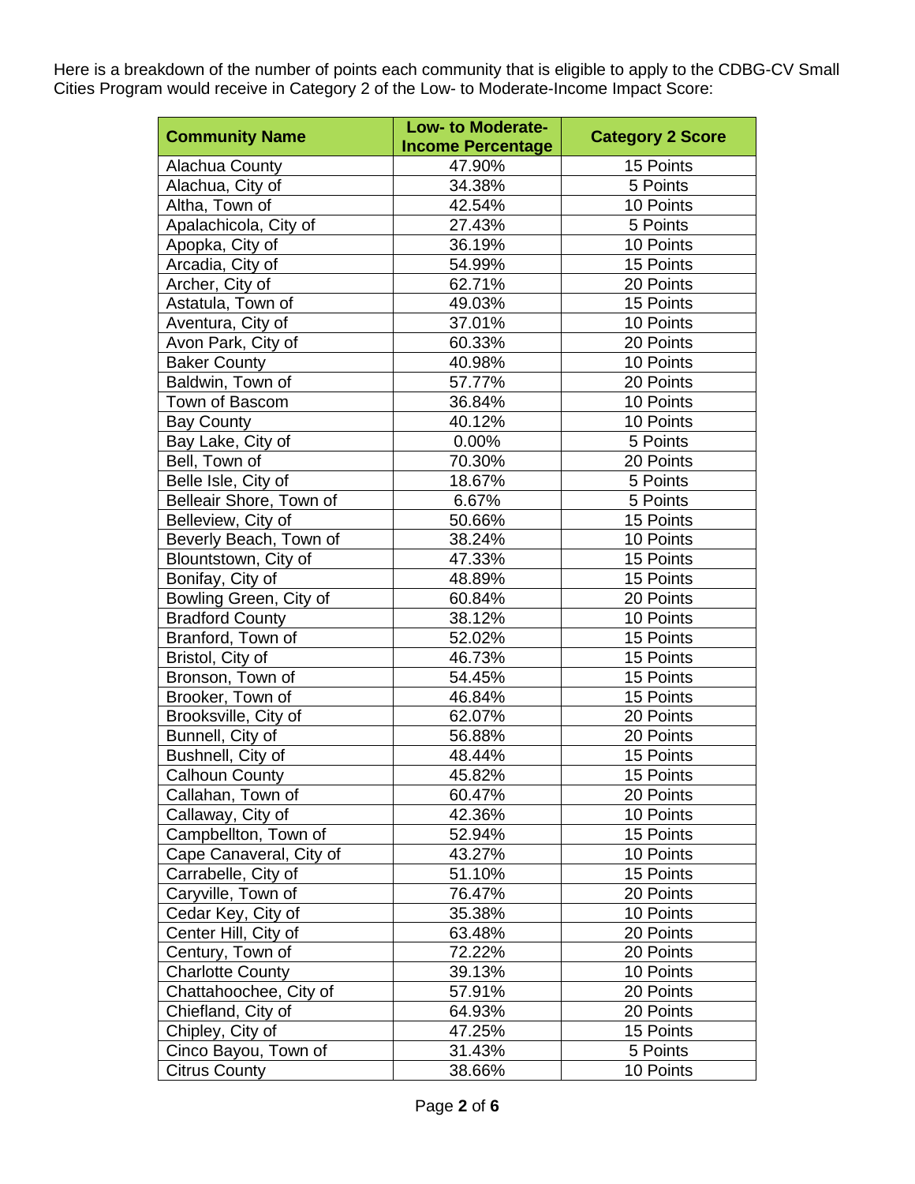Here is a breakdown of the number of points each community that is eligible to apply to the CDBG-CV Small Cities Program would receive in Category 2 of the Low- to Moderate-Income Impact Score:

| Community Name | Low- to Moderate-Income Percentage | Category 2 Score |
|---|---|---|
| Alachua County | 47.90% | 15 Points |
| Alachua, City of | 34.38% | 5 Points |
| Altha, Town of | 42.54% | 10 Points |
| Apalachicola, City of | 27.43% | 5 Points |
| Apopka, City of | 36.19% | 10 Points |
| Arcadia, City of | 54.99% | 15 Points |
| Archer, City of | 62.71% | 20 Points |
| Astatula, Town of | 49.03% | 15 Points |
| Aventura, City of | 37.01% | 10 Points |
| Avon Park, City of | 60.33% | 20 Points |
| Baker County | 40.98% | 10 Points |
| Baldwin, Town of | 57.77% | 20 Points |
| Town of Bascom | 36.84% | 10 Points |
| Bay County | 40.12% | 10 Points |
| Bay Lake, City of | 0.00% | 5 Points |
| Bell, Town of | 70.30% | 20 Points |
| Belle Isle, City of | 18.67% | 5 Points |
| Belleair Shore, Town of | 6.67% | 5 Points |
| Belleview, City of | 50.66% | 15 Points |
| Beverly Beach, Town of | 38.24% | 10 Points |
| Blountstown, City of | 47.33% | 15 Points |
| Bonifay, City of | 48.89% | 15 Points |
| Bowling Green, City of | 60.84% | 20 Points |
| Bradford County | 38.12% | 10 Points |
| Branford, Town of | 52.02% | 15 Points |
| Bristol, City of | 46.73% | 15 Points |
| Bronson, Town of | 54.45% | 15 Points |
| Brooker, Town of | 46.84% | 15 Points |
| Brooksville, City of | 62.07% | 20 Points |
| Bunnell, City of | 56.88% | 20 Points |
| Bushnell, City of | 48.44% | 15 Points |
| Calhoun County | 45.82% | 15 Points |
| Callahan, Town of | 60.47% | 20 Points |
| Callaway, City of | 42.36% | 10 Points |
| Campbellton, Town of | 52.94% | 15 Points |
| Cape Canaveral, City of | 43.27% | 10 Points |
| Carrabelle, City of | 51.10% | 15 Points |
| Caryville, Town of | 76.47% | 20 Points |
| Cedar Key, City of | 35.38% | 10 Points |
| Center Hill, City of | 63.48% | 20 Points |
| Century, Town of | 72.22% | 20 Points |
| Charlotte County | 39.13% | 10 Points |
| Chattahoochee, City of | 57.91% | 20 Points |
| Chiefland, City of | 64.93% | 20 Points |
| Chipley, City of | 47.25% | 15 Points |
| Cinco Bayou, Town of | 31.43% | 5 Points |
| Citrus County | 38.66% | 10 Points |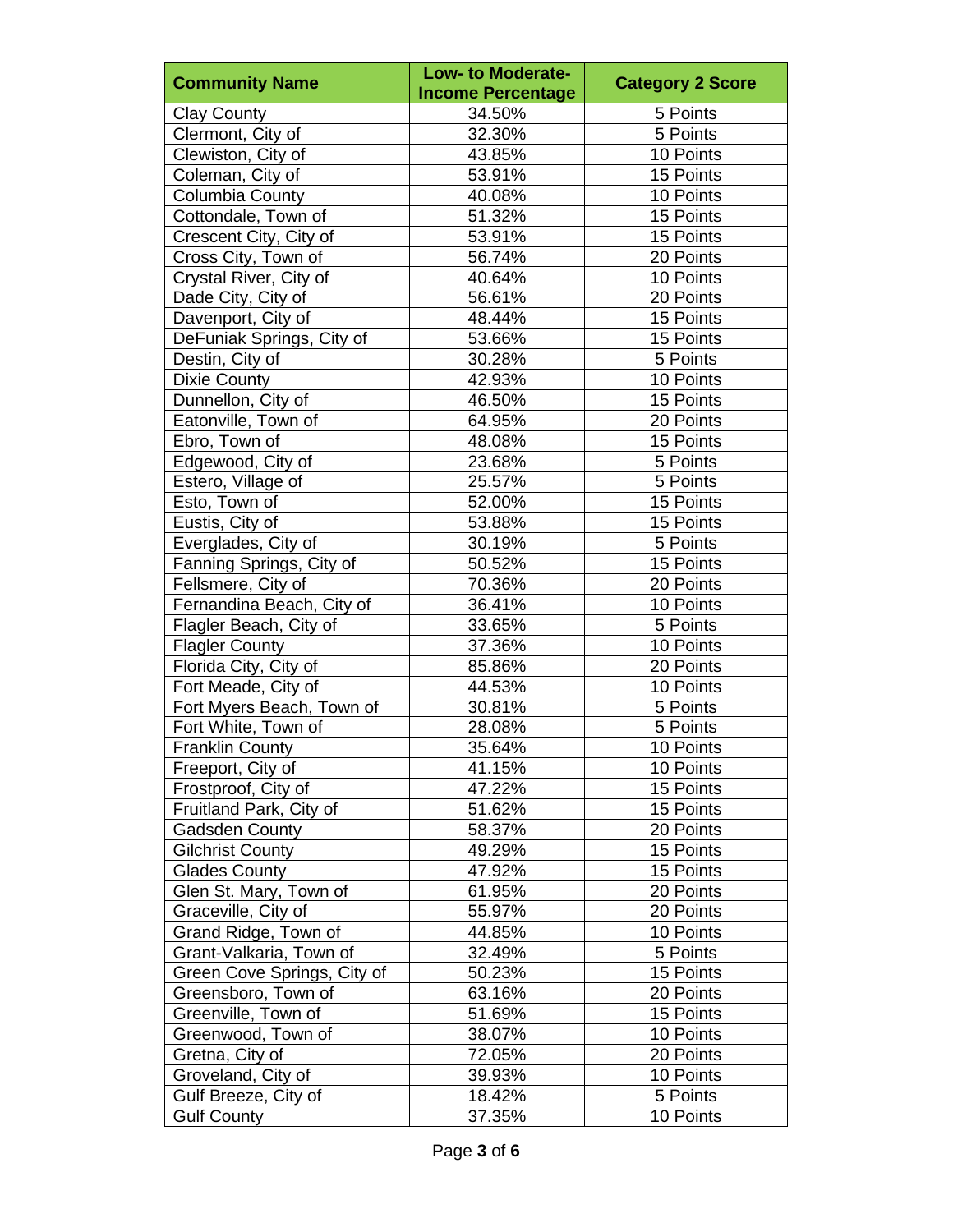| Community Name | Low- to Moderate-Income Percentage | Category 2 Score |
|---|---|---|
| Clay County | 34.50% | 5 Points |
| Clermont, City of | 32.30% | 5 Points |
| Clewiston, City of | 43.85% | 10 Points |
| Coleman, City of | 53.91% | 15 Points |
| Columbia County | 40.08% | 10 Points |
| Cottondale, Town of | 51.32% | 15 Points |
| Crescent City, City of | 53.91% | 15 Points |
| Cross City, Town of | 56.74% | 20 Points |
| Crystal River, City of | 40.64% | 10 Points |
| Dade City, City of | 56.61% | 20 Points |
| Davenport, City of | 48.44% | 15 Points |
| DeFuniak Springs, City of | 53.66% | 15 Points |
| Destin, City of | 30.28% | 5 Points |
| Dixie County | 42.93% | 10 Points |
| Dunnellon, City of | 46.50% | 15 Points |
| Eatonville, Town of | 64.95% | 20 Points |
| Ebro, Town of | 48.08% | 15 Points |
| Edgewood, City of | 23.68% | 5 Points |
| Estero, Village of | 25.57% | 5 Points |
| Esto, Town of | 52.00% | 15 Points |
| Eustis, City of | 53.88% | 15 Points |
| Everglades, City of | 30.19% | 5 Points |
| Fanning Springs, City of | 50.52% | 15 Points |
| Fellsmere, City of | 70.36% | 20 Points |
| Fernandina Beach, City of | 36.41% | 10 Points |
| Flagler Beach, City of | 33.65% | 5 Points |
| Flagler County | 37.36% | 10 Points |
| Florida City, City of | 85.86% | 20 Points |
| Fort Meade, City of | 44.53% | 10 Points |
| Fort Myers Beach, Town of | 30.81% | 5 Points |
| Fort White, Town of | 28.08% | 5 Points |
| Franklin County | 35.64% | 10 Points |
| Freeport, City of | 41.15% | 10 Points |
| Frostproof, City of | 47.22% | 15 Points |
| Fruitland Park, City of | 51.62% | 15 Points |
| Gadsden County | 58.37% | 20 Points |
| Gilchrist County | 49.29% | 15 Points |
| Glades County | 47.92% | 15 Points |
| Glen St. Mary, Town of | 61.95% | 20 Points |
| Graceville, City of | 55.97% | 20 Points |
| Grand Ridge, Town of | 44.85% | 10 Points |
| Grant-Valkaria, Town of | 32.49% | 5 Points |
| Green Cove Springs, City of | 50.23% | 15 Points |
| Greensboro, Town of | 63.16% | 20 Points |
| Greenville, Town of | 51.69% | 15 Points |
| Greenwood, Town of | 38.07% | 10 Points |
| Gretna, City of | 72.05% | 20 Points |
| Groveland, City of | 39.93% | 10 Points |
| Gulf Breeze, City of | 18.42% | 5 Points |
| Gulf County | 37.35% | 10 Points |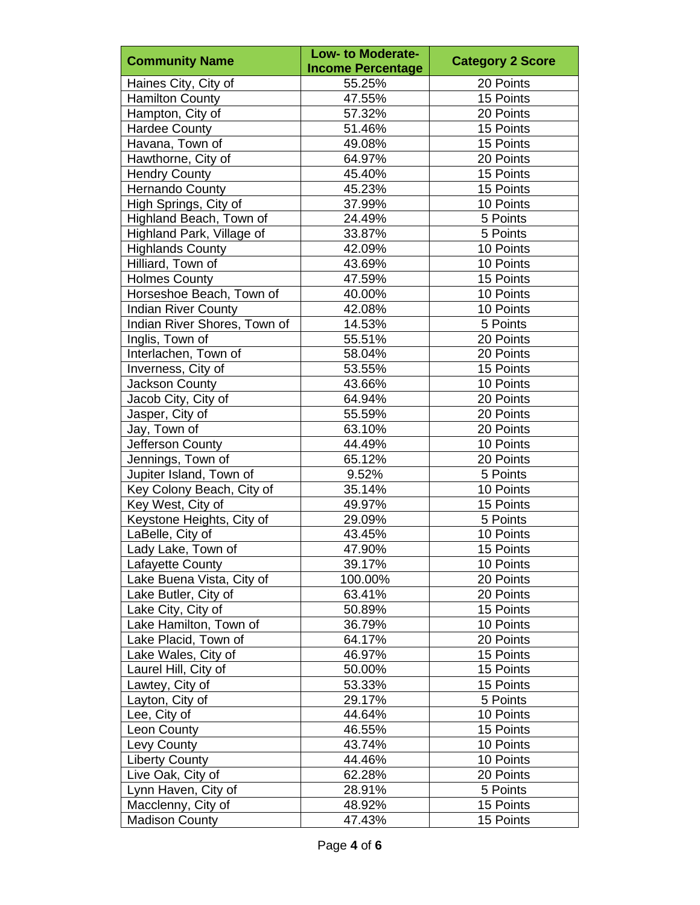| Community Name | Low- to Moderate-Income Percentage | Category 2 Score |
|---|---|---|
| Haines City, City of | 55.25% | 20 Points |
| Hamilton County | 47.55% | 15 Points |
| Hampton, City of | 57.32% | 20 Points |
| Hardee County | 51.46% | 15 Points |
| Havana, Town of | 49.08% | 15 Points |
| Hawthorne, City of | 64.97% | 20 Points |
| Hendry County | 45.40% | 15 Points |
| Hernando County | 45.23% | 15 Points |
| High Springs, City of | 37.99% | 10 Points |
| Highland Beach, Town of | 24.49% | 5 Points |
| Highland Park, Village of | 33.87% | 5 Points |
| Highlands County | 42.09% | 10 Points |
| Hilliard, Town of | 43.69% | 10 Points |
| Holmes County | 47.59% | 15 Points |
| Horseshoe Beach, Town of | 40.00% | 10 Points |
| Indian River County | 42.08% | 10 Points |
| Indian River Shores, Town of | 14.53% | 5 Points |
| Inglis, Town of | 55.51% | 20 Points |
| Interlachen, Town of | 58.04% | 20 Points |
| Inverness, City of | 53.55% | 15 Points |
| Jackson County | 43.66% | 10 Points |
| Jacob City, City of | 64.94% | 20 Points |
| Jasper, City of | 55.59% | 20 Points |
| Jay, Town of | 63.10% | 20 Points |
| Jefferson County | 44.49% | 10 Points |
| Jennings, Town of | 65.12% | 20 Points |
| Jupiter Island, Town of | 9.52% | 5 Points |
| Key Colony Beach, City of | 35.14% | 10 Points |
| Key West, City of | 49.97% | 15 Points |
| Keystone Heights, City of | 29.09% | 5 Points |
| LaBelle, City of | 43.45% | 10 Points |
| Lady Lake, Town of | 47.90% | 15 Points |
| Lafayette County | 39.17% | 10 Points |
| Lake Buena Vista, City of | 100.00% | 20 Points |
| Lake Butler, City of | 63.41% | 20 Points |
| Lake City, City of | 50.89% | 15 Points |
| Lake Hamilton, Town of | 36.79% | 10 Points |
| Lake Placid, Town of | 64.17% | 20 Points |
| Lake Wales, City of | 46.97% | 15 Points |
| Laurel Hill, City of | 50.00% | 15 Points |
| Lawtey, City of | 53.33% | 15 Points |
| Layton, City of | 29.17% | 5 Points |
| Lee, City of | 44.64% | 10 Points |
| Leon County | 46.55% | 15 Points |
| Levy County | 43.74% | 10 Points |
| Liberty County | 44.46% | 10 Points |
| Live Oak, City of | 62.28% | 20 Points |
| Lynn Haven, City of | 28.91% | 5 Points |
| Macclenny, City of | 48.92% | 15 Points |
| Madison County | 47.43% | 15 Points |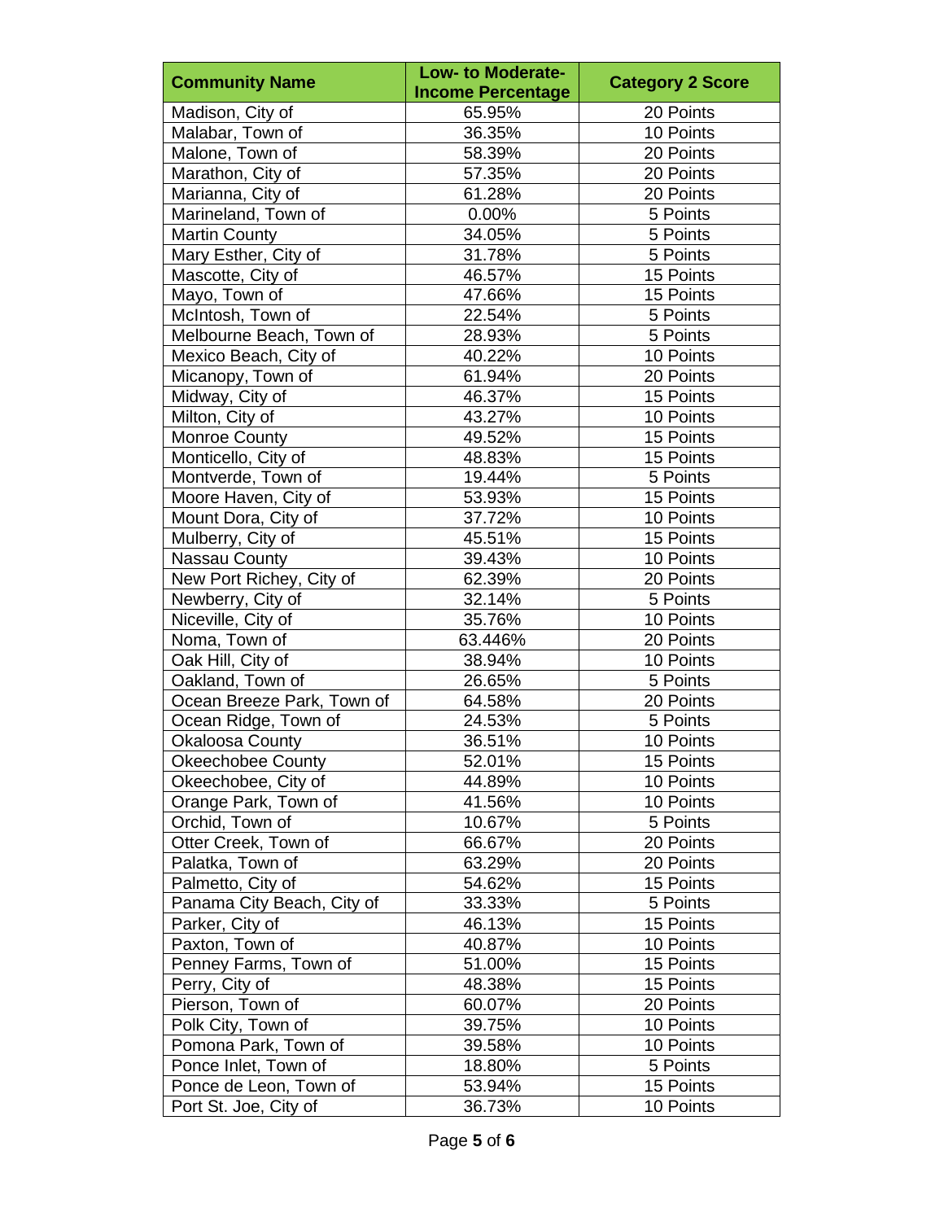| Community Name | Low- to Moderate-Income Percentage | Category 2 Score |
|---|---|---|
| Madison, City of | 65.95% | 20 Points |
| Malabar, Town of | 36.35% | 10 Points |
| Malone, Town of | 58.39% | 20 Points |
| Marathon, City of | 57.35% | 20 Points |
| Marianna, City of | 61.28% | 20 Points |
| Marineland, Town of | 0.00% | 5 Points |
| Martin County | 34.05% | 5 Points |
| Mary Esther, City of | 31.78% | 5 Points |
| Mascotte, City of | 46.57% | 15 Points |
| Mayo, Town of | 47.66% | 15 Points |
| McIntosh, Town of | 22.54% | 5 Points |
| Melbourne Beach, Town of | 28.93% | 5 Points |
| Mexico Beach, City of | 40.22% | 10 Points |
| Micanopy, Town of | 61.94% | 20 Points |
| Midway, City of | 46.37% | 15 Points |
| Milton, City of | 43.27% | 10 Points |
| Monroe County | 49.52% | 15 Points |
| Monticello, City of | 48.83% | 15 Points |
| Montverde, Town of | 19.44% | 5 Points |
| Moore Haven, City of | 53.93% | 15 Points |
| Mount Dora, City of | 37.72% | 10 Points |
| Mulberry, City of | 45.51% | 15 Points |
| Nassau County | 39.43% | 10 Points |
| New Port Richey, City of | 62.39% | 20 Points |
| Newberry, City of | 32.14% | 5 Points |
| Niceville, City of | 35.76% | 10 Points |
| Noma, Town of | 63.446% | 20 Points |
| Oak Hill, City of | 38.94% | 10 Points |
| Oakland, Town of | 26.65% | 5 Points |
| Ocean Breeze Park, Town of | 64.58% | 20 Points |
| Ocean Ridge, Town of | 24.53% | 5 Points |
| Okaloosa County | 36.51% | 10 Points |
| Okeechobee County | 52.01% | 15 Points |
| Okeechobee, City of | 44.89% | 10 Points |
| Orange Park, Town of | 41.56% | 10 Points |
| Orchid, Town of | 10.67% | 5 Points |
| Otter Creek, Town of | 66.67% | 20 Points |
| Palatka, Town of | 63.29% | 20 Points |
| Palmetto, City of | 54.62% | 15 Points |
| Panama City Beach, City of | 33.33% | 5 Points |
| Parker, City of | 46.13% | 15 Points |
| Paxton, Town of | 40.87% | 10 Points |
| Penney Farms, Town of | 51.00% | 15 Points |
| Perry, City of | 48.38% | 15 Points |
| Pierson, Town of | 60.07% | 20 Points |
| Polk City, Town of | 39.75% | 10 Points |
| Pomona Park, Town of | 39.58% | 10 Points |
| Ponce Inlet, Town of | 18.80% | 5 Points |
| Ponce de Leon, Town of | 53.94% | 15 Points |
| Port St. Joe, City of | 36.73% | 10 Points |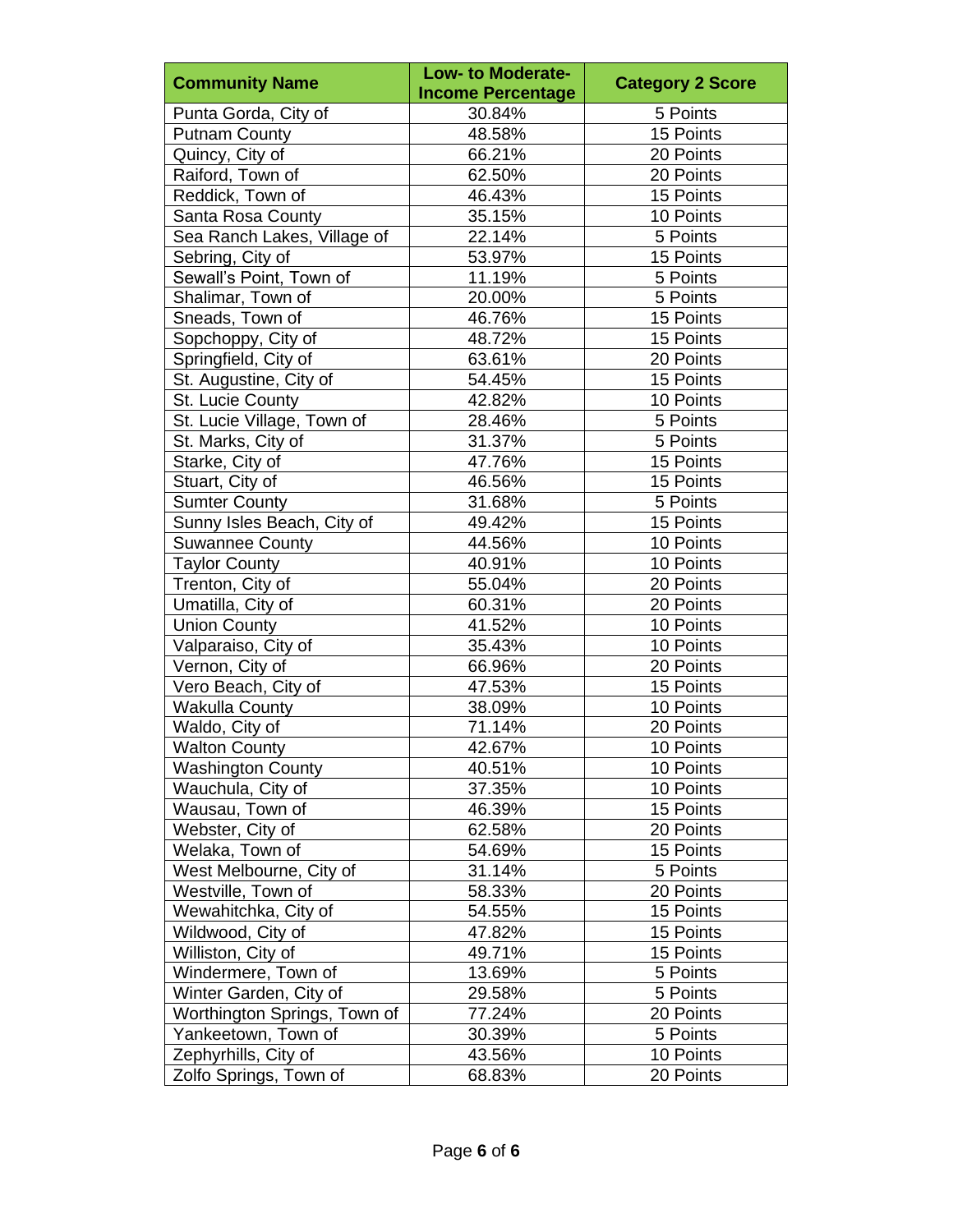| Community Name | Low- to Moderate-Income Percentage | Category 2 Score |
|---|---|---|
| Punta Gorda, City of | 30.84% | 5 Points |
| Putnam County | 48.58% | 15 Points |
| Quincy, City of | 66.21% | 20 Points |
| Raiford, Town of | 62.50% | 20 Points |
| Reddick, Town of | 46.43% | 15 Points |
| Santa Rosa County | 35.15% | 10 Points |
| Sea Ranch Lakes, Village of | 22.14% | 5 Points |
| Sebring, City of | 53.97% | 15 Points |
| Sewall's Point, Town of | 11.19% | 5 Points |
| Shalimar, Town of | 20.00% | 5 Points |
| Sneads, Town of | 46.76% | 15 Points |
| Sopchoppy, City of | 48.72% | 15 Points |
| Springfield, City of | 63.61% | 20 Points |
| St. Augustine, City of | 54.45% | 15 Points |
| St. Lucie County | 42.82% | 10 Points |
| St. Lucie Village, Town of | 28.46% | 5 Points |
| St. Marks, City of | 31.37% | 5 Points |
| Starke, City of | 47.76% | 15 Points |
| Stuart, City of | 46.56% | 15 Points |
| Sumter County | 31.68% | 5 Points |
| Sunny Isles Beach, City of | 49.42% | 15 Points |
| Suwannee County | 44.56% | 10 Points |
| Taylor County | 40.91% | 10 Points |
| Trenton, City of | 55.04% | 20 Points |
| Umatilla, City of | 60.31% | 20 Points |
| Union County | 41.52% | 10 Points |
| Valparaiso, City of | 35.43% | 10 Points |
| Vernon, City of | 66.96% | 20 Points |
| Vero Beach, City of | 47.53% | 15 Points |
| Wakulla County | 38.09% | 10 Points |
| Waldo, City of | 71.14% | 20 Points |
| Walton County | 42.67% | 10 Points |
| Washington County | 40.51% | 10 Points |
| Wauchula, City of | 37.35% | 10 Points |
| Wausau, Town of | 46.39% | 15 Points |
| Webster, City of | 62.58% | 20 Points |
| Welaka, Town of | 54.69% | 15 Points |
| West Melbourne, City of | 31.14% | 5 Points |
| Westville, Town of | 58.33% | 20 Points |
| Wewahitchka, City of | 54.55% | 15 Points |
| Wildwood, City of | 47.82% | 15 Points |
| Williston, City of | 49.71% | 15 Points |
| Windermere, Town of | 13.69% | 5 Points |
| Winter Garden, City of | 29.58% | 5 Points |
| Worthington Springs, Town of | 77.24% | 20 Points |
| Yankeetown, Town of | 30.39% | 5 Points |
| Zephyrhills, City of | 43.56% | 10 Points |
| Zolfo Springs, Town of | 68.83% | 20 Points |